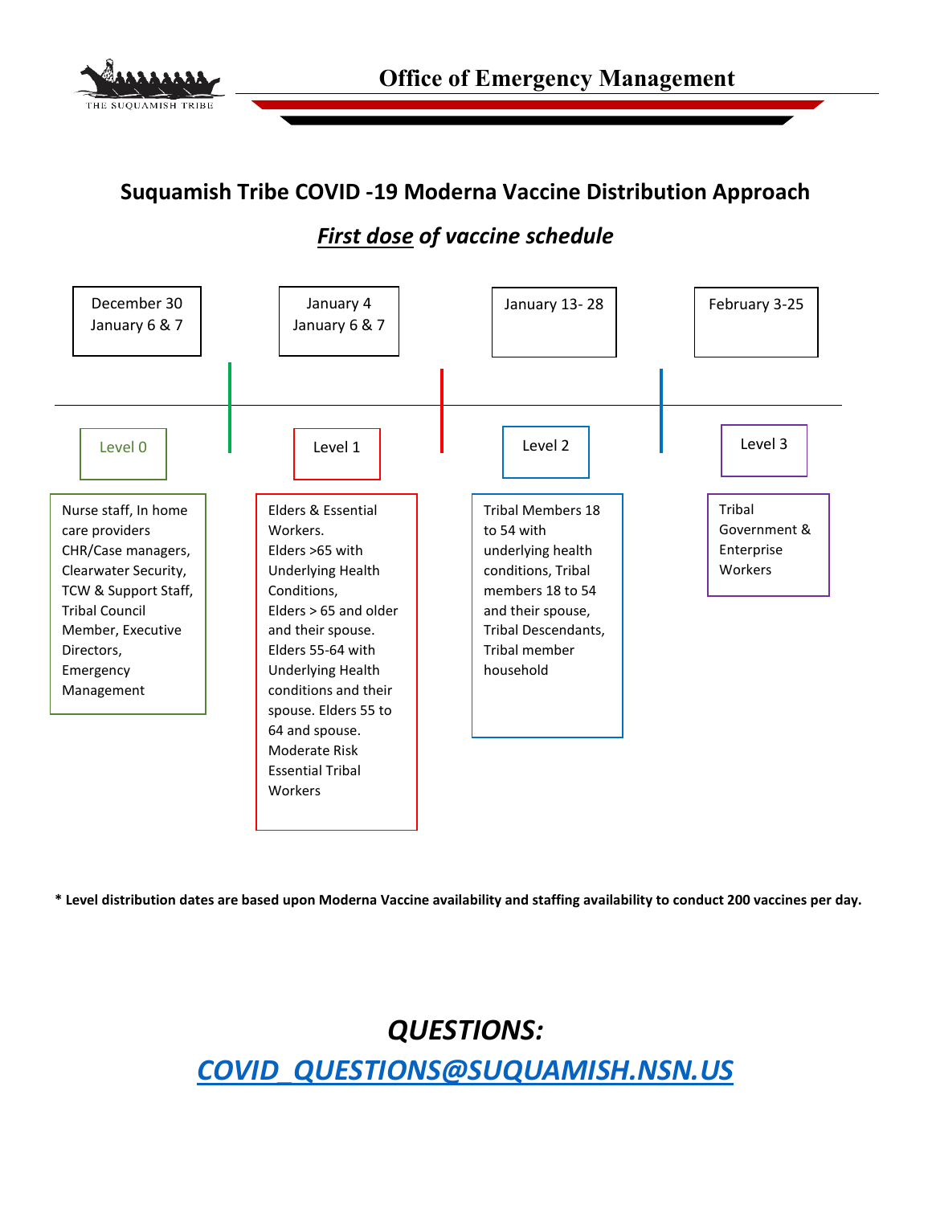# Office of Emergency Management

## Suquamish Tribe COVID -19 Moderna Vaccine Distribution Approach

### ***<u>First dose</u> of vaccine schedule***

| December 30<br>January 6 & 7 | January 4<br>January 6 & 7 | January 13- 28 | February 3-25 |
|---|---|---|---|
| Level 0 | Level 1 | Level 2 | Level 3 |
| Nurse staff, In home care providers CHR/Case managers, Clearwater Security, TCW & Support Staff, Tribal Council Member, Executive Directors, Emergency Management | Elders & Essential Workers. Elders >65 with Underlying Health Conditions, Elders > 65 and older and their spouse. Elders 55-64 with Underlying Health conditions and their spouse. Elders 55 to 64 and spouse. Moderate Risk Essential Tribal Workers | Tribal Members 18 to 54 with underlying health conditions, Tribal members 18 to 54 and their spouse, Tribal Descendants, Tribal member household | Tribal Government & Enterprise Workers |

**\* Level distribution dates are based upon Moderna Vaccine availability and staffing availability to conduct 200 vaccines per day.**

## *QUESTIONS:*

## *COVID_QUESTIONS@SUQUAMISH.NSN.US*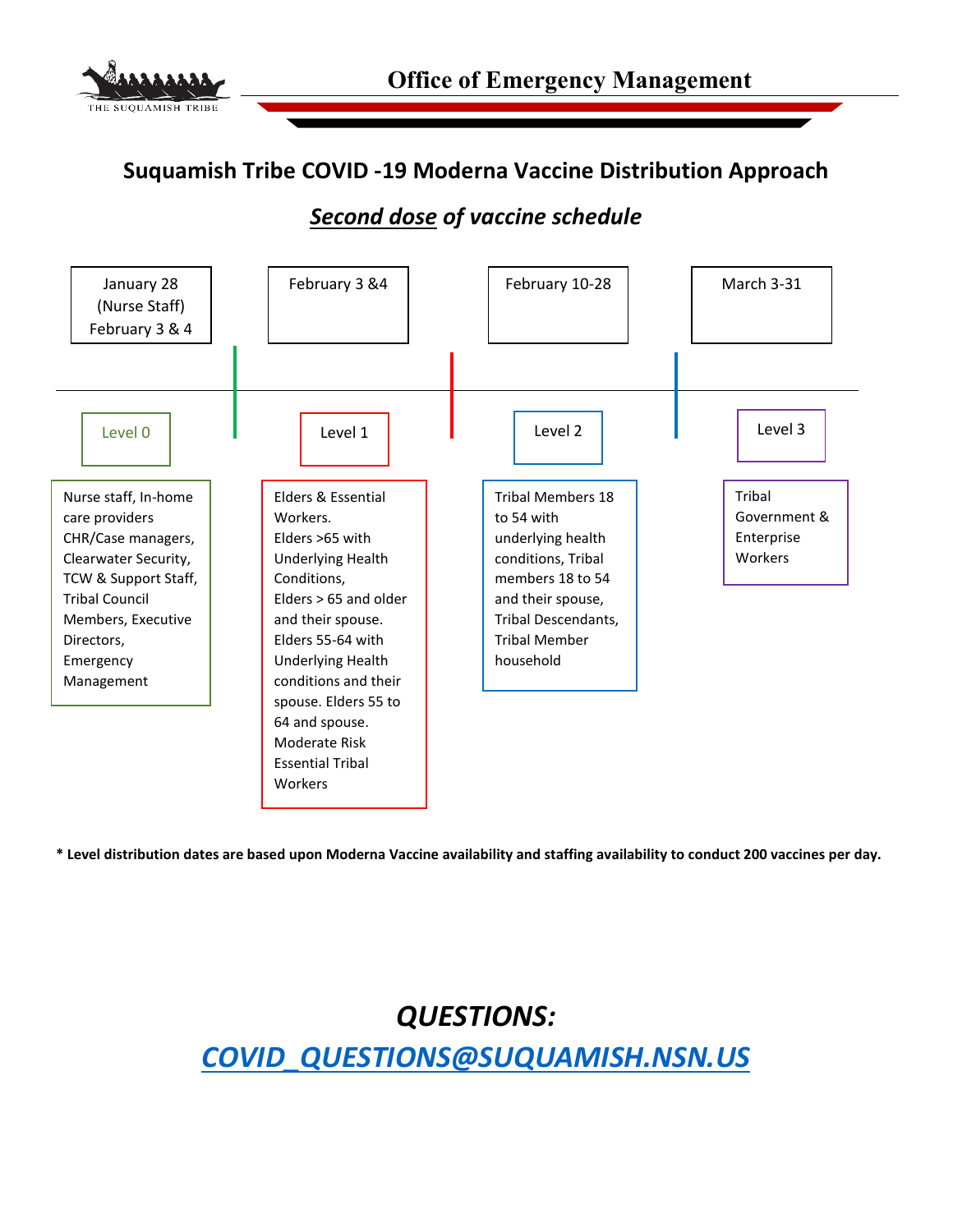Office of Emergency Management

## Suquamish Tribe COVID -19 Moderna Vaccine Distribution Approach

### ***Second dose of vaccine schedule***

| January 28 (Nurse Staff) February 3 & 4 | February 3 &4 | February 10-28 | March 3-31 |
|---|---|---|---|
| Level 0 | Level 1 | Level 2 | Level 3 |
| Nurse staff, In-home care providers CHR/Case managers, Clearwater Security, TCW & Support Staff, Tribal Council Members, Executive Directors, Emergency Management | Elders & Essential Workers. Elders >65 with Underlying Health Conditions, Elders > 65 and older and their spouse. Elders 55-64 with Underlying Health conditions and their spouse. Elders 55 to 64 and spouse. Moderate Risk Essential Tribal Workers | Tribal Members 18 to 54 with underlying health conditions, Tribal members 18 to 54 and their spouse, Tribal Descendants, Tribal Member household | Tribal Government & Enterprise Workers |

**\* Level distribution dates are based upon Moderna Vaccine availability and staffing availability to conduct 200 vaccines per day.**

## *QUESTIONS:*

## *COVID_QUESTIONS@SUQUAMISH.NSN.US*